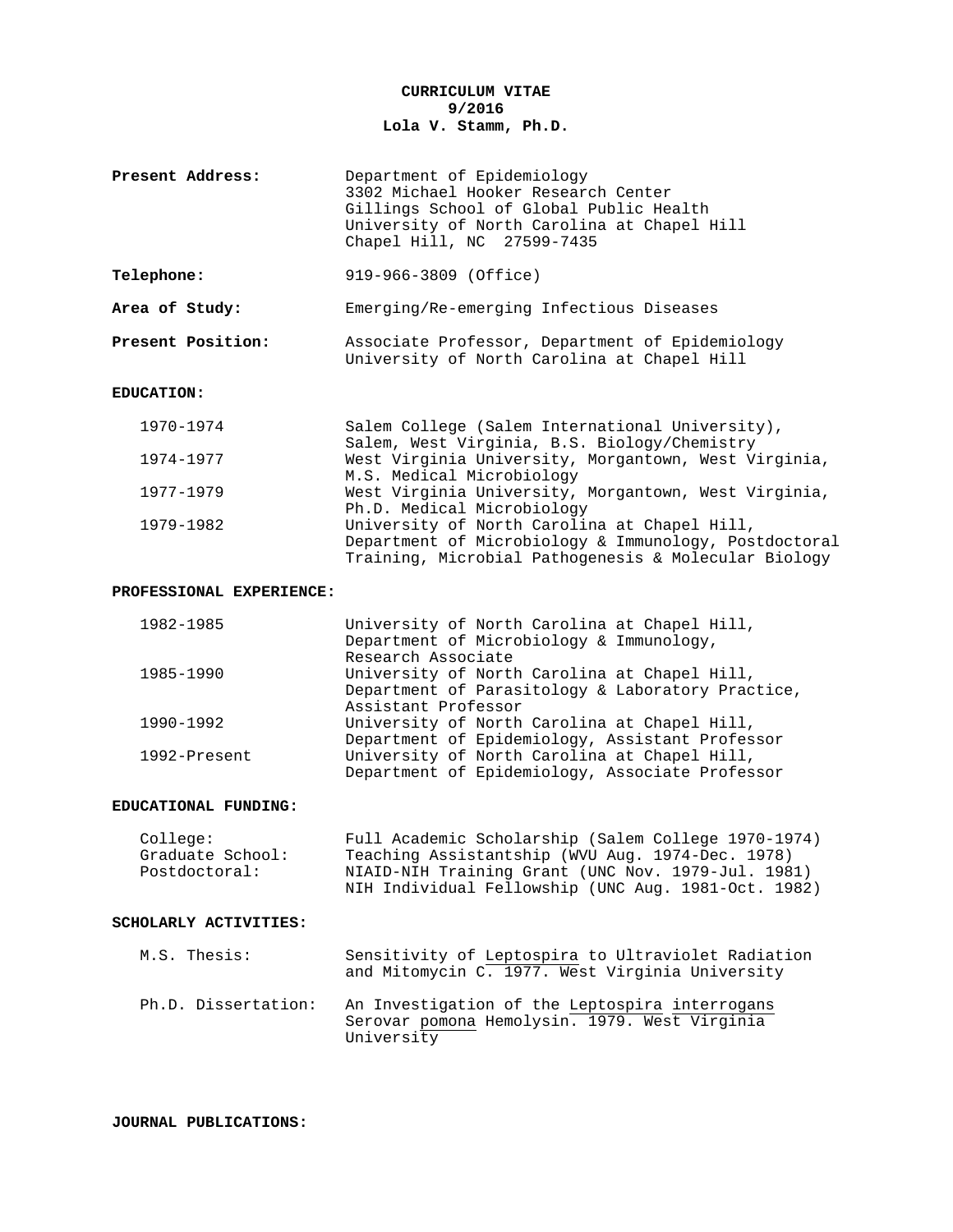# CURRICULUM VITAE
**9/2016**
**Lola V. Stamm, Ph.D.**

| | |
|---|---|
| **Present Address:** | Department of Epidemiology<br>3302 Michael Hooker Research Center<br>Gillings School of Global Public Health<br>University of North Carolina at Chapel Hill<br>Chapel Hill, NC 27599-7435 |
| **Telephone:** | 919-966-3809 (Office) |
| **Area of Study:** | Emerging/Re-emerging Infectious Diseases |
| **Present Position:** | Associate Professor, Department of Epidemiology<br>University of North Carolina at Chapel Hill |

## EDUCATION:

| | |
|---|---|
| 1970-1974 | Salem College (Salem International University), Salem, West Virginia, B.S. Biology/Chemistry |
| 1974-1977 | West Virginia University, Morgantown, West Virginia, M.S. Medical Microbiology |
| 1977-1979 | West Virginia University, Morgantown, West Virginia, Ph.D. Medical Microbiology |
| 1979-1982 | University of North Carolina at Chapel Hill, Department of Microbiology & Immunology, Postdoctoral Training, Microbial Pathogenesis & Molecular Biology |

## PROFESSIONAL EXPERIENCE:

| | |
|---|---|
| 1982-1985 | University of North Carolina at Chapel Hill, Department of Microbiology & Immunology, Research Associate |
| 1985-1990 | University of North Carolina at Chapel Hill, Department of Parasitology & Laboratory Practice, Assistant Professor |
| 1990-1992 | University of North Carolina at Chapel Hill, Department of Epidemiology, Assistant Professor |
| 1992-Present | University of North Carolina at Chapel Hill, Department of Epidemiology, Associate Professor |

## EDUCATIONAL FUNDING:

| | |
|---|---|
| College: | Full Academic Scholarship (Salem College 1970-1974) |
| Graduate School: | Teaching Assistantship (WVU Aug. 1974-Dec. 1978) |
| Postdoctoral: | NIAID-NIH Training Grant (UNC Nov. 1979-Jul. 1981)<br>NIH Individual Fellowship (UNC Aug. 1981-Oct. 1982) |

## SCHOLARLY ACTIVITIES:

| | |
|---|---|
| M.S. Thesis: | Sensitivity of <u>Leptospira</u> to Ultraviolet Radiation and Mitomycin C. 1977. West Virginia University |
| Ph.D. Dissertation: | An Investigation of the <u>Leptospira interrogans</u> Serovar <u>pomona</u> Hemolysin. 1979. West Virginia University |

## JOURNAL PUBLICATIONS: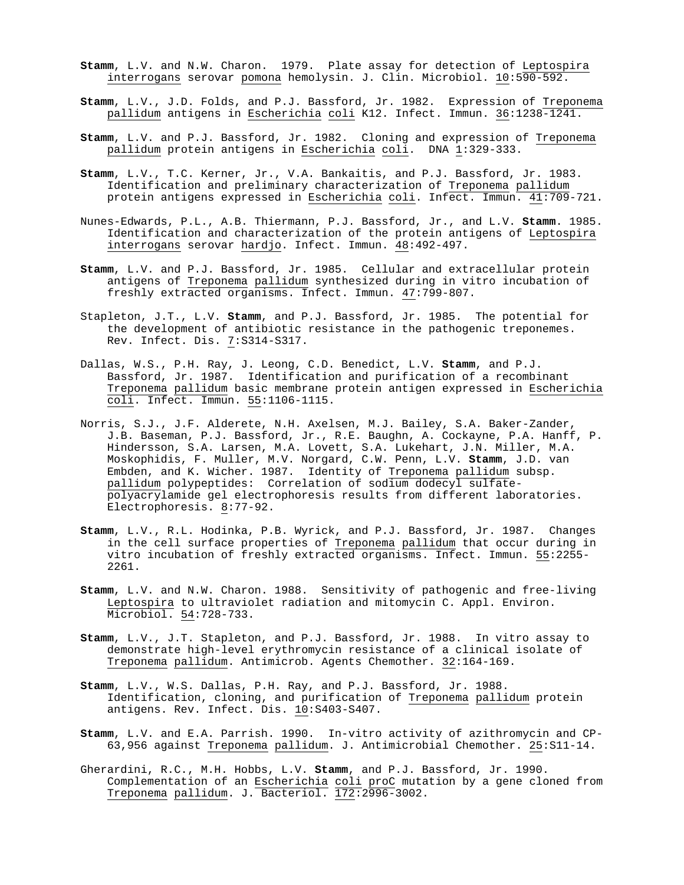**Stamm**, L.V. and N.W. Charon. 1979. Plate assay for detection of *Leptospira interrogans* serovar *pomona* hemolysin. J. Clin. Microbiol. 10:590-592.

**Stamm**, L.V., J.D. Folds, and P.J. Bassford, Jr. 1982. Expression of *Treponema pallidum* antigens in *Escherichia coli* K12. Infect. Immun. 36:1238-1241.

**Stamm**, L.V. and P.J. Bassford, Jr. 1982. Cloning and expression of *Treponema pallidum* protein antigens in *Escherichia coli*. DNA 1:329-333.

**Stamm**, L.V., T.C. Kerner, Jr., V.A. Bankaitis, and P.J. Bassford, Jr. 1983. Identification and preliminary characterization of *Treponema pallidum* protein antigens expressed in *Escherichia coli*. Infect. Immun. 41:709-721.

Nunes-Edwards, P.L., A.B. Thiermann, P.J. Bassford, Jr., and L.V. **Stamm**. 1985. Identification and characterization of the protein antigens of *Leptospira interrogans* serovar *hardjo*. Infect. Immun. 48:492-497.

**Stamm**, L.V. and P.J. Bassford, Jr. 1985. Cellular and extracellular protein antigens of *Treponema pallidum* synthesized during in vitro incubation of freshly extracted organisms. Infect. Immun. 47:799-807.

Stapleton, J.T., L.V. **Stamm**, and P.J. Bassford, Jr. 1985. The potential for the development of antibiotic resistance in the pathogenic treponemes. Rev. Infect. Dis. 7:S314-S317.

Dallas, W.S., P.H. Ray, J. Leong, C.D. Benedict, L.V. **Stamm**, and P.J. Bassford, Jr. 1987. Identification and purification of a recombinant *Treponema pallidum* basic membrane protein antigen expressed in *Escherichia coli*. Infect. Immun. 55:1106-1115.

Norris, S.J., J.F. Alderete, N.H. Axelsen, M.J. Bailey, S.A. Baker-Zander, J.B. Baseman, P.J. Bassford, Jr., R.E. Baughn, A. Cockayne, P.A. Hanff, P. Hindersson, S.A. Larsen, M.A. Lovett, S.A. Lukehart, J.N. Miller, M.A. Moskophidis, F. Muller, M.V. Norgard, C.W. Penn, L.V. **Stamm**, J.D. van Embden, and K. Wicher. 1987. Identity of *Treponema pallidum* subsp. *pallidum* polypeptides: Correlation of sodium dodecyl sulfate-polyacrylamide gel electrophoresis results from different laboratories. Electrophoresis. 8:77-92.

**Stamm**, L.V., R.L. Hodinka, P.B. Wyrick, and P.J. Bassford, Jr. 1987. Changes in the cell surface properties of *Treponema pallidum* that occur during in vitro incubation of freshly extracted organisms. Infect. Immun. 55:2255-2261.

**Stamm**, L.V. and N.W. Charon. 1988. Sensitivity of pathogenic and free-living *Leptospira* to ultraviolet radiation and mitomycin C. Appl. Environ. Microbiol. 54:728-733.

**Stamm**, L.V., J.T. Stapleton, and P.J. Bassford, Jr. 1988. In vitro assay to demonstrate high-level erythromycin resistance of a clinical isolate of *Treponema pallidum*. Antimicrob. Agents Chemother. 32:164-169.

**Stamm**, L.V., W.S. Dallas, P.H. Ray, and P.J. Bassford, Jr. 1988. Identification, cloning, and purification of *Treponema pallidum* protein antigens. Rev. Infect. Dis. 10:S403-S407.

**Stamm**, L.V. and E.A. Parrish. 1990. In-vitro activity of azithromycin and CP-63,956 against *Treponema pallidum*. J. Antimicrobial Chemother. 25:S11-14.

Gherardini, R.C., M.H. Hobbs, L.V. **Stamm**, and P.J. Bassford, Jr. 1990. Complementation of an *Escherichia coli proC* mutation by a gene cloned from *Treponema pallidum*. J. Bacteriol. 172:2996-3002.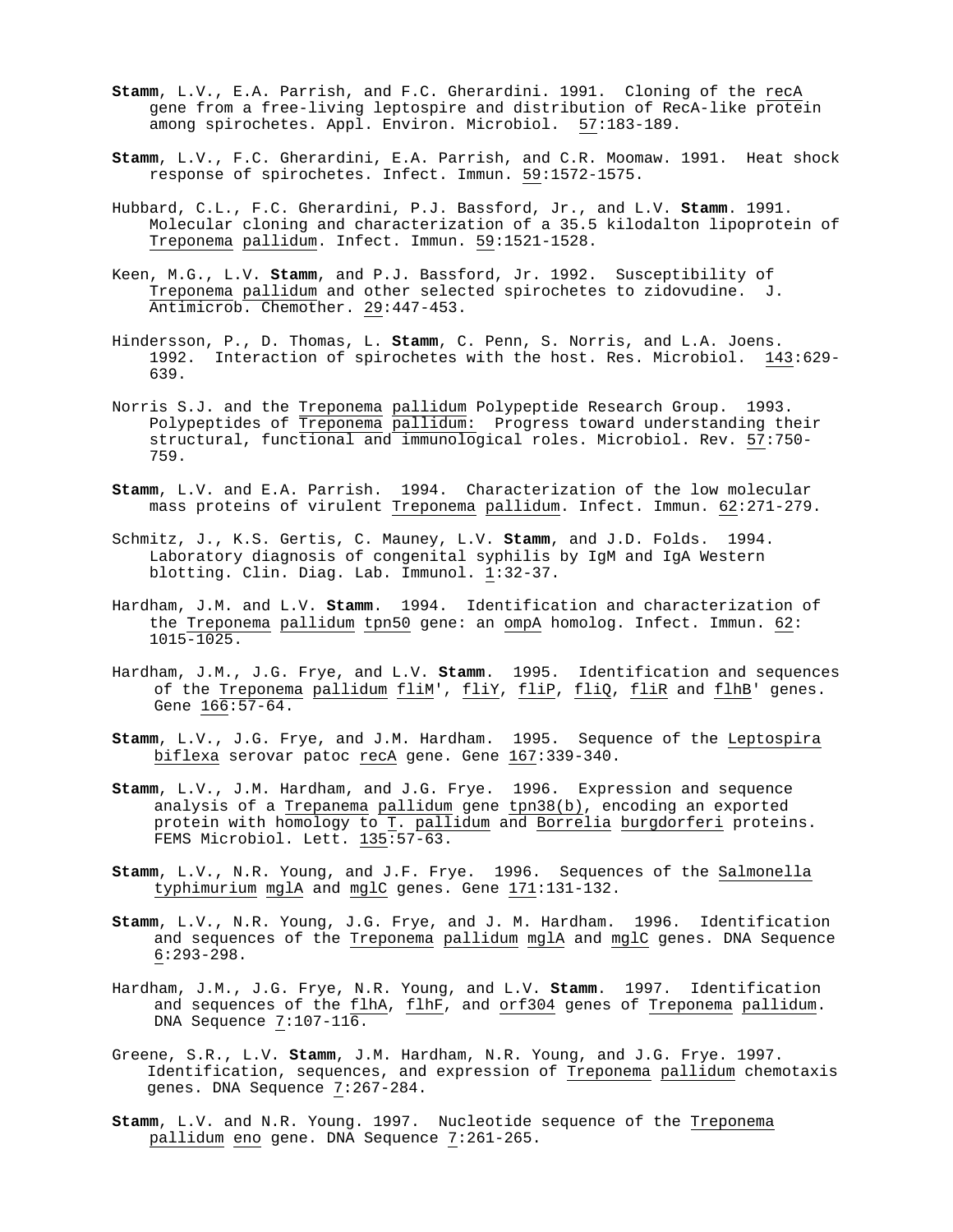**Stamm**, L.V., E.A. Parrish, and F.C. Gherardini. 1991. Cloning of the recA gene from a free-living leptospire and distribution of RecA-like protein among spirochetes. Appl. Environ. Microbiol. 57:183-189.

**Stamm**, L.V., F.C. Gherardini, E.A. Parrish, and C.R. Moomaw. 1991. Heat shock response of spirochetes. Infect. Immun. 59:1572-1575.

Hubbard, C.L., F.C. Gherardini, P.J. Bassford, Jr., and L.V. **Stamm**. 1991. Molecular cloning and characterization of a 35.5 kilodalton lipoprotein of Treponema pallidum. Infect. Immun. 59:1521-1528.

Keen, M.G., L.V. **Stamm**, and P.J. Bassford, Jr. 1992. Susceptibility of Treponema pallidum and other selected spirochetes to zidovudine. J. Antimicrob. Chemother. 29:447-453.

Hindersson, P., D. Thomas, L. **Stamm**, C. Penn, S. Norris, and L.A. Joens. 1992. Interaction of spirochetes with the host. Res. Microbiol. 143:629-639.

Norris S.J. and the Treponema pallidum Polypeptide Research Group. 1993. Polypeptides of Treponema pallidum: Progress toward understanding their structural, functional and immunological roles. Microbiol. Rev. 57:750-759.

**Stamm**, L.V. and E.A. Parrish. 1994. Characterization of the low molecular mass proteins of virulent Treponema pallidum. Infect. Immun. 62:271-279.

Schmitz, J., K.S. Gertis, C. Mauney, L.V. **Stamm**, and J.D. Folds. 1994. Laboratory diagnosis of congenital syphilis by IgM and IgA Western blotting. Clin. Diag. Lab. Immunol. 1:32-37.

Hardham, J.M. and L.V. **Stamm**. 1994. Identification and characterization of the Treponema pallidum tpn50 gene: an ompA homolog. Infect. Immun. 62: 1015-1025.

Hardham, J.M., J.G. Frye, and L.V. **Stamm**. 1995. Identification and sequences of the Treponema pallidum fliM', fliY, fliP, fliQ, fliR and flhB' genes. Gene 166:57-64.

**Stamm**, L.V., J.G. Frye, and J.M. Hardham. 1995. Sequence of the Leptospira biflexa serovar patoc recA gene. Gene 167:339-340.

**Stamm**, L.V., J.M. Hardham, and J.G. Frye. 1996. Expression and sequence analysis of a Trepanema pallidum gene tpn38(b), encoding an exported protein with homology to T. pallidum and Borrelia burgdorferi proteins. FEMS Microbiol. Lett. 135:57-63.

**Stamm**, L.V., N.R. Young, and J.F. Frye. 1996. Sequences of the Salmonella typhimurium mglA and mglC genes. Gene 171:131-132.

**Stamm**, L.V., N.R. Young, J.G. Frye, and J. M. Hardham. 1996. Identification and sequences of the Treponema pallidum mglA and mglC genes. DNA Sequence 6:293-298.

Hardham, J.M., J.G. Frye, N.R. Young, and L.V. **Stamm**. 1997. Identification and sequences of the flhA, flhF, and orf304 genes of Treponema pallidum. DNA Sequence 7:107-116.

Greene, S.R., L.V. **Stamm**, J.M. Hardham, N.R. Young, and J.G. Frye. 1997. Identification, sequences, and expression of Treponema pallidum chemotaxis genes. DNA Sequence 7:267-284.

**Stamm**, L.V. and N.R. Young. 1997. Nucleotide sequence of the Treponema pallidum eno gene. DNA Sequence 7:261-265.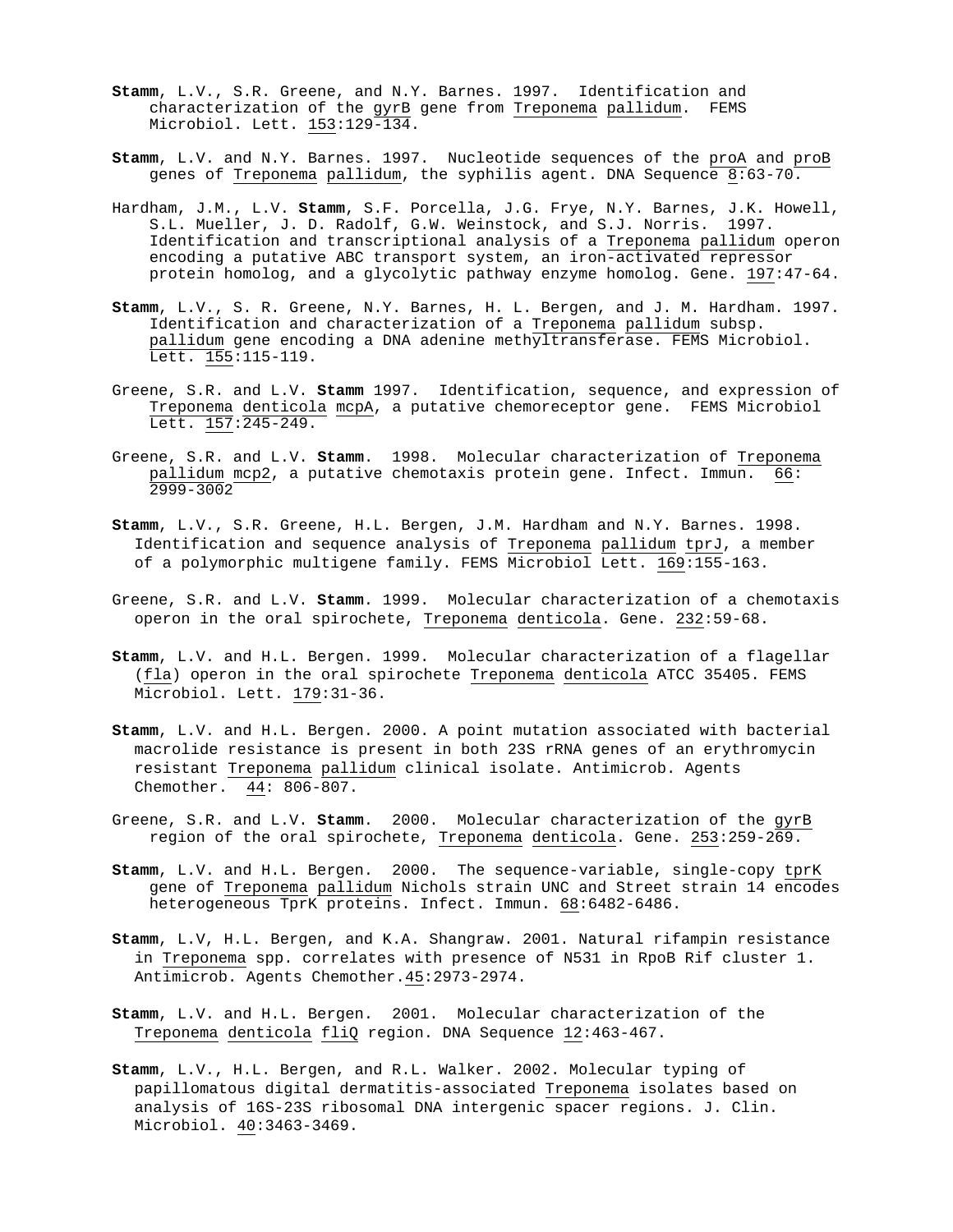**Stamm**, L.V., S.R. Greene, and N.Y. Barnes. 1997. Identification and characterization of the gyrB gene from Treponema pallidum. FEMS Microbiol. Lett. 153:129-134.

**Stamm**, L.V. and N.Y. Barnes. 1997. Nucleotide sequences of the proA and proB genes of Treponema pallidum, the syphilis agent. DNA Sequence 8:63-70.

Hardham, J.M., L.V. **Stamm**, S.F. Porcella, J.G. Frye, N.Y. Barnes, J.K. Howell, S.L. Mueller, J. D. Radolf, G.W. Weinstock, and S.J. Norris. 1997. Identification and transcriptional analysis of a Treponema pallidum operon encoding a putative ABC transport system, an iron-activated repressor protein homolog, and a glycolytic pathway enzyme homolog. Gene. 197:47-64.

**Stamm**, L.V., S. R. Greene, N.Y. Barnes, H. L. Bergen, and J. M. Hardham. 1997. Identification and characterization of a Treponema pallidum subsp. pallidum gene encoding a DNA adenine methyltransferase. FEMS Microbiol. Lett. 155:115-119.

Greene, S.R. and L.V. **Stamm** 1997. Identification, sequence, and expression of Treponema denticola mcpA, a putative chemoreceptor gene. FEMS Microbiol Lett. 157:245-249.

Greene, S.R. and L.V. **Stamm**. 1998. Molecular characterization of Treponema pallidum mcp2, a putative chemotaxis protein gene. Infect. Immun. 66: 2999-3002

**Stamm**, L.V., S.R. Greene, H.L. Bergen, J.M. Hardham and N.Y. Barnes. 1998. Identification and sequence analysis of Treponema pallidum tprJ, a member of a polymorphic multigene family. FEMS Microbiol Lett. 169:155-163.

Greene, S.R. and L.V. **Stamm**. 1999. Molecular characterization of a chemotaxis operon in the oral spirochete, Treponema denticola. Gene. 232:59-68.

**Stamm**, L.V. and H.L. Bergen. 1999. Molecular characterization of a flagellar (fla) operon in the oral spirochete Treponema denticola ATCC 35405. FEMS Microbiol. Lett. 179:31-36.

**Stamm**, L.V. and H.L. Bergen. 2000. A point mutation associated with bacterial macrolide resistance is present in both 23S rRNA genes of an erythromycin resistant Treponema pallidum clinical isolate. Antimicrob. Agents Chemother. 44: 806-807.

Greene, S.R. and L.V. **Stamm**. 2000. Molecular characterization of the gyrB region of the oral spirochete, Treponema denticola. Gene. 253:259-269.

**Stamm**, L.V. and H.L. Bergen. 2000. The sequence-variable, single-copy tprK gene of Treponema pallidum Nichols strain UNC and Street strain 14 encodes heterogeneous TprK proteins. Infect. Immun. 68:6482-6486.

**Stamm**, L.V, H.L. Bergen, and K.A. Shangraw. 2001. Natural rifampin resistance in Treponema spp. correlates with presence of N531 in RpoB Rif cluster 1. Antimicrob. Agents Chemother.45:2973-2974.

**Stamm**, L.V. and H.L. Bergen. 2001. Molecular characterization of the Treponema denticola fliQ region. DNA Sequence 12:463-467.

**Stamm**, L.V., H.L. Bergen, and R.L. Walker. 2002. Molecular typing of papillomatous digital dermatitis-associated Treponema isolates based on analysis of 16S-23S ribosomal DNA intergenic spacer regions. J. Clin. Microbiol. 40:3463-3469.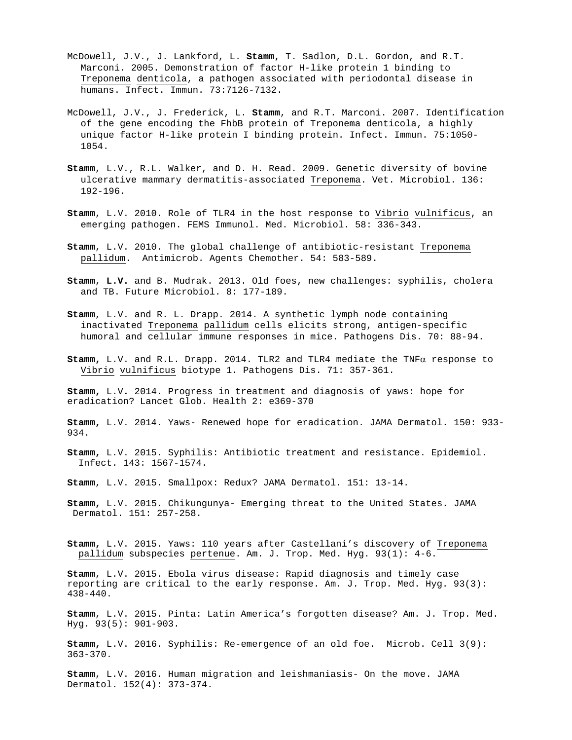McDowell, J.V., J. Lankford, L. **Stamm**, T. Sadlon, D.L. Gordon, and R.T. Marconi. 2005. Demonstration of factor H-like protein 1 binding to Treponema denticola, a pathogen associated with periodontal disease in humans. Infect. Immun. 73:7126-7132.

McDowell, J.V., J. Frederick, L. **Stamm**, and R.T. Marconi. 2007. Identification of the gene encoding the FhbB protein of Treponema denticola, a highly unique factor H-like protein I binding protein. Infect. Immun. 75:1050-1054.

**Stamm**, L.V., R.L. Walker, and D. H. Read. 2009. Genetic diversity of bovine ulcerative mammary dermatitis-associated Treponema. Vet. Microbiol. 136: 192-196.

**Stamm**, L.V. 2010. Role of TLR4 in the host response to Vibrio vulnificus, an emerging pathogen. FEMS Immunol. Med. Microbiol. 58: 336-343.

**Stamm**, L.V. 2010. The global challenge of antibiotic-resistant Treponema pallidum. Antimicrob. Agents Chemother. 54: 583-589.

**Stamm**, **L.V.** and B. Mudrak. 2013. Old foes, new challenges: syphilis, cholera and TB. Future Microbiol. 8: 177-189.

**Stamm**, L.V. and R. L. Drapp. 2014. A synthetic lymph node containing inactivated Treponema pallidum cells elicits strong, antigen-specific humoral and cellular immune responses in mice. Pathogens Dis. 70: 88-94.

**Stamm,** L.V. and R.L. Drapp. 2014. TLR2 and TLR4 mediate the TNFα response to Vibrio vulnificus biotype 1. Pathogens Dis. 71: 357-361.

**Stamm,** L.V. 2014. Progress in treatment and diagnosis of yaws: hope for eradication? Lancet Glob. Health 2: e369-370

**Stamm,** L.V. 2014. Yaws- Renewed hope for eradication. JAMA Dermatol. 150: 933-934.

**Stamm,** L.V. 2015. Syphilis: Antibiotic treatment and resistance. Epidemiol. Infect. 143: 1567-1574.

**Stamm**, L.V. 2015. Smallpox: Redux? JAMA Dermatol. 151: 13-14.

**Stamm,** L.V. 2015. Chikungunya- Emerging threat to the United States. JAMA Dermatol. 151: 257-258.

**Stamm,** L.V. 2015. Yaws: 110 years after Castellani's discovery of Treponema pallidum subspecies pertenue. Am. J. Trop. Med. Hyg. 93(1): 4-6.

**Stamm**, L.V. 2015. Ebola virus disease: Rapid diagnosis and timely case reporting are critical to the early response. Am. J. Trop. Med. Hyg. 93(3): 438-440.

**Stamm**, L.V. 2015. Pinta: Latin America's forgotten disease? Am. J. Trop. Med. Hyg. 93(5): 901-903.

**Stamm,** L.V. 2016. Syphilis: Re-emergence of an old foe. Microb. Cell 3(9): 363-370.

**Stamm**, L.V. 2016. Human migration and leishmaniasis- On the move. JAMA Dermatol. 152(4): 373-374.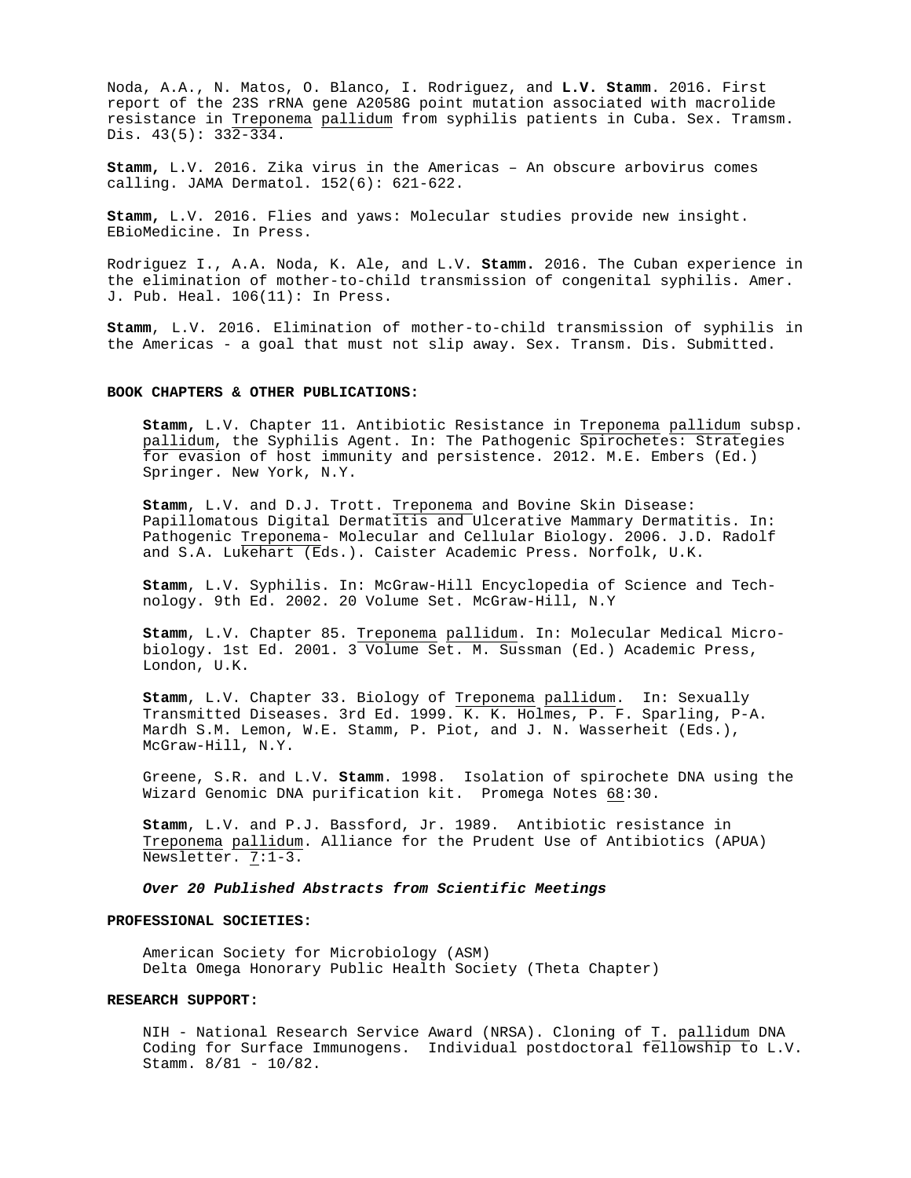Noda, A.A., N. Matos, O. Blanco, I. Rodriguez, and **L.V. Stamm**. 2016. First report of the 23S rRNA gene A2058G point mutation associated with macrolide resistance in Treponema pallidum from syphilis patients in Cuba. Sex. Tramsm. Dis. 43(5): 332-334.

**Stamm,** L.V. 2016. Zika virus in the Americas – An obscure arbovirus comes calling. JAMA Dermatol. 152(6): 621-622.

**Stamm,** L.V. 2016. Flies and yaws: Molecular studies provide new insight. EBioMedicine. In Press.

Rodriguez I., A.A. Noda, K. Ale, and L.V. **Stamm.** 2016. The Cuban experience in the elimination of mother-to-child transmission of congenital syphilis. Amer. J. Pub. Heal. 106(11): In Press.

**Stamm**, L.V. 2016. Elimination of mother-to-child transmission of syphilis in the Americas - a goal that must not slip away. Sex. Transm. Dis. Submitted.

**BOOK CHAPTERS & OTHER PUBLICATIONS:**

**Stamm,** L.V. Chapter 11. Antibiotic Resistance in Treponema pallidum subsp. pallidum, the Syphilis Agent. In: The Pathogenic Spirochetes: Strategies for evasion of host immunity and persistence. 2012. M.E. Embers (Ed.) Springer. New York, N.Y.

**Stamm**, L.V. and D.J. Trott. Treponema and Bovine Skin Disease: Papillomatous Digital Dermatitis and Ulcerative Mammary Dermatitis. In: Pathogenic Treponema- Molecular and Cellular Biology. 2006. J.D. Radolf and S.A. Lukehart (Eds.). Caister Academic Press. Norfolk, U.K.

**Stamm**, L.V. Syphilis. In: McGraw-Hill Encyclopedia of Science and Technology. 9th Ed. 2002. 20 Volume Set. McGraw-Hill, N.Y

**Stamm**, L.V. Chapter 85. Treponema pallidum. In: Molecular Medical Microbiology. 1st Ed. 2001. 3 Volume Set. M. Sussman (Ed.) Academic Press, London, U.K.

**Stamm**, L.V. Chapter 33. Biology of Treponema pallidum. In: Sexually Transmitted Diseases. 3rd Ed. 1999. K. K. Holmes, P. F. Sparling, P-A. Mardh S.M. Lemon, W.E. Stamm, P. Piot, and J. N. Wasserheit (Eds.), McGraw-Hill, N.Y.

Greene, S.R. and L.V. **Stamm**. 1998. Isolation of spirochete DNA using the Wizard Genomic DNA purification kit. Promega Notes 68:30.

**Stamm**, L.V. and P.J. Bassford, Jr. 1989. Antibiotic resistance in Treponema pallidum. Alliance for the Prudent Use of Antibiotics (APUA) Newsletter. 7:1-3.

***Over 20 Published Abstracts from Scientific Meetings***

**PROFESSIONAL SOCIETIES:**

American Society for Microbiology (ASM)
Delta Omega Honorary Public Health Society (Theta Chapter)

**RESEARCH SUPPORT:**

NIH - National Research Service Award (NRSA). Cloning of T. pallidum DNA Coding for Surface Immunogens. Individual postdoctoral fellowship to L.V. Stamm. 8/81 - 10/82.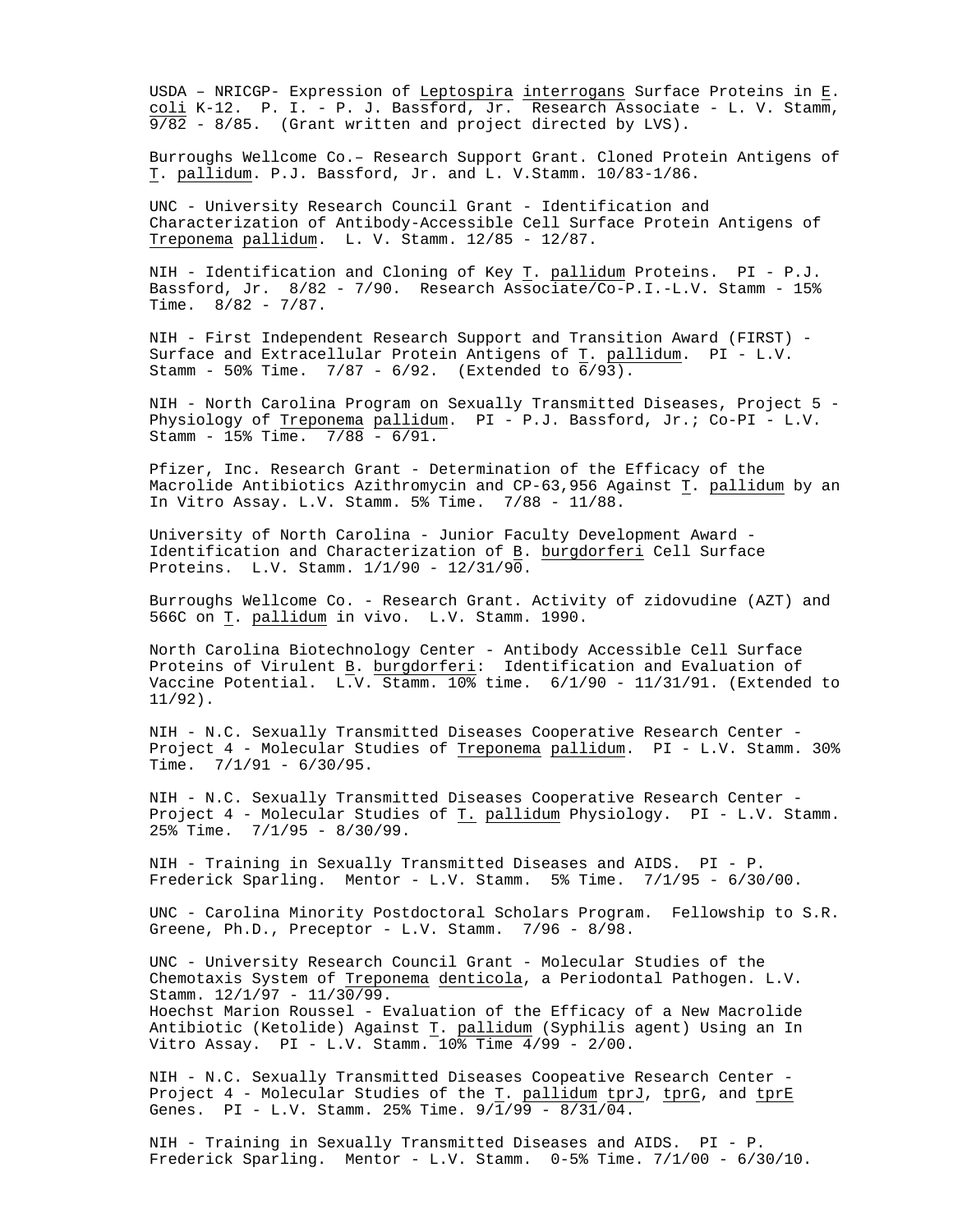USDA – NRICGP- Expression of _Leptospira interrogans_ Surface Proteins in _E. coli_ K-12. P. I. - P. J. Bassford, Jr. Research Associate - L. V. Stamm, 9/82 - 8/85. (Grant written and project directed by LVS).

Burroughs Wellcome Co.– Research Support Grant. Cloned Protein Antigens of _T. pallidum_. P.J. Bassford, Jr. and L. V.Stamm. 10/83-1/86.

UNC - University Research Council Grant - Identification and Characterization of Antibody-Accessible Cell Surface Protein Antigens of _Treponema pallidum_. L. V. Stamm. 12/85 - 12/87.

NIH - Identification and Cloning of Key _T. pallidum_ Proteins. PI - P.J. Bassford, Jr. 8/82 - 7/90. Research Associate/Co-P.I.-L.V. Stamm - 15% Time. 8/82 - 7/87.

NIH - First Independent Research Support and Transition Award (FIRST) - Surface and Extracellular Protein Antigens of _T. pallidum_. PI - L.V. Stamm - 50% Time. 7/87 - 6/92. (Extended to 6/93).

NIH - North Carolina Program on Sexually Transmitted Diseases, Project 5 - Physiology of _Treponema pallidum_. PI - P.J. Bassford, Jr.; Co-PI - L.V. Stamm - 15% Time. 7/88 - 6/91.

Pfizer, Inc. Research Grant - Determination of the Efficacy of the Macrolide Antibiotics Azithromycin and CP-63,956 Against _T. pallidum_ by an In Vitro Assay. L.V. Stamm. 5% Time. 7/88 - 11/88.

University of North Carolina - Junior Faculty Development Award - Identification and Characterization of _B. burgdorferi_ Cell Surface Proteins. L.V. Stamm. 1/1/90 - 12/31/90.

Burroughs Wellcome Co. - Research Grant. Activity of zidovudine (AZT) and 566C on _T. pallidum_ in vivo. L.V. Stamm. 1990.

North Carolina Biotechnology Center - Antibody Accessible Cell Surface Proteins of Virulent _B. burgdorferi_: Identification and Evaluation of Vaccine Potential. L.V. Stamm. 10% time. 6/1/90 - 11/31/91. (Extended to 11/92).

NIH - N.C. Sexually Transmitted Diseases Cooperative Research Center - Project 4 - Molecular Studies of _Treponema pallidum_. PI - L.V. Stamm. 30% Time. 7/1/91 - 6/30/95.

NIH - N.C. Sexually Transmitted Diseases Cooperative Research Center - Project 4 - Molecular Studies of _T. pallidum_ Physiology. PI - L.V. Stamm. 25% Time. 7/1/95 - 8/30/99.

NIH - Training in Sexually Transmitted Diseases and AIDS. PI - P. Frederick Sparling. Mentor - L.V. Stamm. 5% Time. 7/1/95 - 6/30/00.

UNC - Carolina Minority Postdoctoral Scholars Program. Fellowship to S.R. Greene, Ph.D., Preceptor - L.V. Stamm. 7/96 - 8/98.

UNC - University Research Council Grant - Molecular Studies of the Chemotaxis System of _Treponema denticola_, a Periodontal Pathogen. L.V. Stamm. 12/1/97 - 11/30/99.
Hoechst Marion Roussel - Evaluation of the Efficacy of a New Macrolide Antibiotic (Ketolide) Against _T. pallidum_ (Syphilis agent) Using an In Vitro Assay. PI - L.V. Stamm. 10% Time 4/99 - 2/00.

NIH - N.C. Sexually Transmitted Diseases Coopeative Research Center - Project 4 - Molecular Studies of the _T. pallidum_ _tprJ_, _tprG_, and _tprE_ Genes. PI - L.V. Stamm. 25% Time. 9/1/99 - 8/31/04.

NIH - Training in Sexually Transmitted Diseases and AIDS. PI - P. Frederick Sparling. Mentor - L.V. Stamm. 0-5% Time. 7/1/00 - 6/30/10.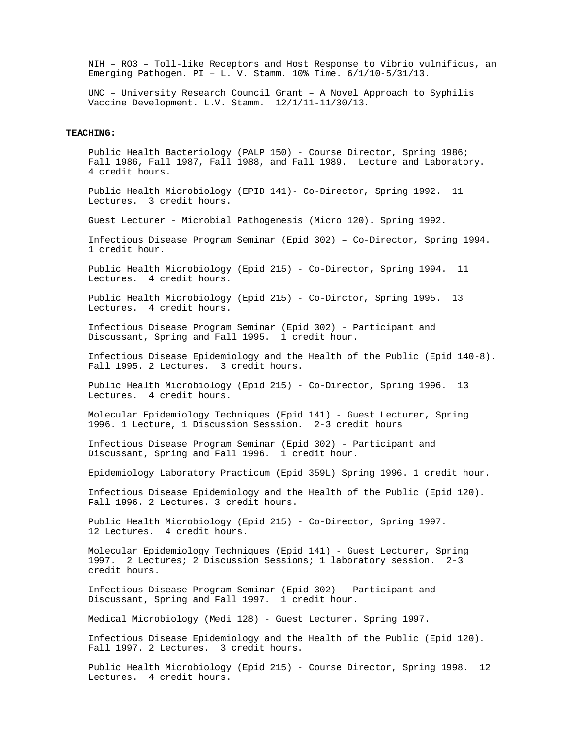NIH – RO3 – Toll-like Receptors and Host Response to Vibrio vulnificus, an Emerging Pathogen. PI – L. V. Stamm. 10% Time. 6/1/10-5/31/13.

UNC – University Research Council Grant – A Novel Approach to Syphilis Vaccine Development. L.V. Stamm. 12/1/11-11/30/13.

**TEACHING:**

Public Health Bacteriology (PALP 150) - Course Director, Spring 1986; Fall 1986, Fall 1987, Fall 1988, and Fall 1989. Lecture and Laboratory. 4 credit hours.

Public Health Microbiology (EPID 141)- Co-Director, Spring 1992. 11 Lectures. 3 credit hours.

Guest Lecturer - Microbial Pathogenesis (Micro 120). Spring 1992.

Infectious Disease Program Seminar (Epid 302) – Co-Director, Spring 1994. 1 credit hour.

Public Health Microbiology (Epid 215) - Co-Director, Spring 1994. 11 Lectures. 4 credit hours.

Public Health Microbiology (Epid 215) - Co-Dirctor, Spring 1995. 13 Lectures. 4 credit hours.

Infectious Disease Program Seminar (Epid 302) - Participant and Discussant, Spring and Fall 1995. 1 credit hour.

Infectious Disease Epidemiology and the Health of the Public (Epid 140-8). Fall 1995. 2 Lectures. 3 credit hours.

Public Health Microbiology (Epid 215) - Co-Director, Spring 1996. 13 Lectures. 4 credit hours.

Molecular Epidemiology Techniques (Epid 141) - Guest Lecturer, Spring 1996. 1 Lecture, 1 Discussion Sesssion. 2-3 credit hours

Infectious Disease Program Seminar (Epid 302) - Participant and Discussant, Spring and Fall 1996. 1 credit hour.

Epidemiology Laboratory Practicum (Epid 359L) Spring 1996. 1 credit hour.

Infectious Disease Epidemiology and the Health of the Public (Epid 120). Fall 1996. 2 Lectures. 3 credit hours.

Public Health Microbiology (Epid 215) - Co-Director, Spring 1997. 12 Lectures. 4 credit hours.

Molecular Epidemiology Techniques (Epid 141) - Guest Lecturer, Spring 1997. 2 Lectures; 2 Discussion Sessions; 1 laboratory session. 2-3 credit hours.

Infectious Disease Program Seminar (Epid 302) - Participant and Discussant, Spring and Fall 1997. 1 credit hour.

Medical Microbiology (Medi 128) - Guest Lecturer. Spring 1997.

Infectious Disease Epidemiology and the Health of the Public (Epid 120). Fall 1997. 2 Lectures. 3 credit hours.

Public Health Microbiology (Epid 215) - Course Director, Spring 1998. 12 Lectures. 4 credit hours.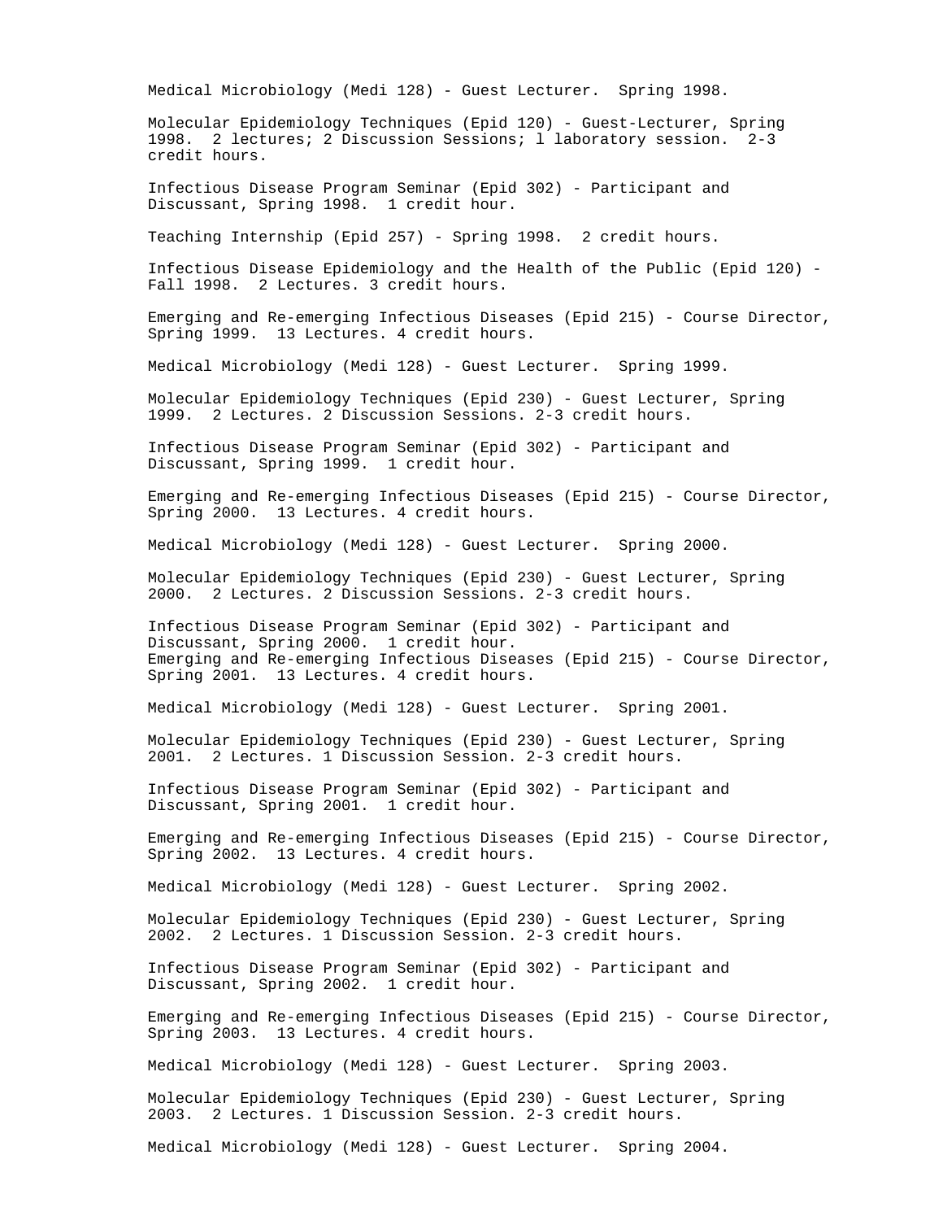Medical Microbiology (Medi 128) - Guest Lecturer. Spring 1998.

Molecular Epidemiology Techniques (Epid 120) - Guest-Lecturer, Spring 1998. 2 lectures; 2 Discussion Sessions; l laboratory session. 2-3 credit hours.

Infectious Disease Program Seminar (Epid 302) - Participant and Discussant, Spring 1998. 1 credit hour.

Teaching Internship (Epid 257) - Spring 1998. 2 credit hours.

Infectious Disease Epidemiology and the Health of the Public (Epid 120) - Fall 1998. 2 Lectures. 3 credit hours.

Emerging and Re-emerging Infectious Diseases (Epid 215) - Course Director, Spring 1999. 13 Lectures. 4 credit hours.

Medical Microbiology (Medi 128) - Guest Lecturer. Spring 1999.

Molecular Epidemiology Techniques (Epid 230) - Guest Lecturer, Spring 1999. 2 Lectures. 2 Discussion Sessions. 2-3 credit hours.

Infectious Disease Program Seminar (Epid 302) - Participant and Discussant, Spring 1999. 1 credit hour.

Emerging and Re-emerging Infectious Diseases (Epid 215) - Course Director, Spring 2000. 13 Lectures. 4 credit hours.

Medical Microbiology (Medi 128) - Guest Lecturer. Spring 2000.

Molecular Epidemiology Techniques (Epid 230) - Guest Lecturer, Spring 2000. 2 Lectures. 2 Discussion Sessions. 2-3 credit hours.

Infectious Disease Program Seminar (Epid 302) - Participant and Discussant, Spring 2000. 1 credit hour.
Emerging and Re-emerging Infectious Diseases (Epid 215) - Course Director, Spring 2001. 13 Lectures. 4 credit hours.

Medical Microbiology (Medi 128) - Guest Lecturer. Spring 2001.

Molecular Epidemiology Techniques (Epid 230) - Guest Lecturer, Spring 2001. 2 Lectures. 1 Discussion Session. 2-3 credit hours.

Infectious Disease Program Seminar (Epid 302) - Participant and Discussant, Spring 2001. 1 credit hour.

Emerging and Re-emerging Infectious Diseases (Epid 215) - Course Director, Spring 2002. 13 Lectures. 4 credit hours.

Medical Microbiology (Medi 128) - Guest Lecturer. Spring 2002.

Molecular Epidemiology Techniques (Epid 230) - Guest Lecturer, Spring 2002. 2 Lectures. 1 Discussion Session. 2-3 credit hours.

Infectious Disease Program Seminar (Epid 302) - Participant and Discussant, Spring 2002. 1 credit hour.

Emerging and Re-emerging Infectious Diseases (Epid 215) - Course Director, Spring 2003. 13 Lectures. 4 credit hours.

Medical Microbiology (Medi 128) - Guest Lecturer. Spring 2003.

Molecular Epidemiology Techniques (Epid 230) - Guest Lecturer, Spring 2003. 2 Lectures. 1 Discussion Session. 2-3 credit hours.

Medical Microbiology (Medi 128) - Guest Lecturer. Spring 2004.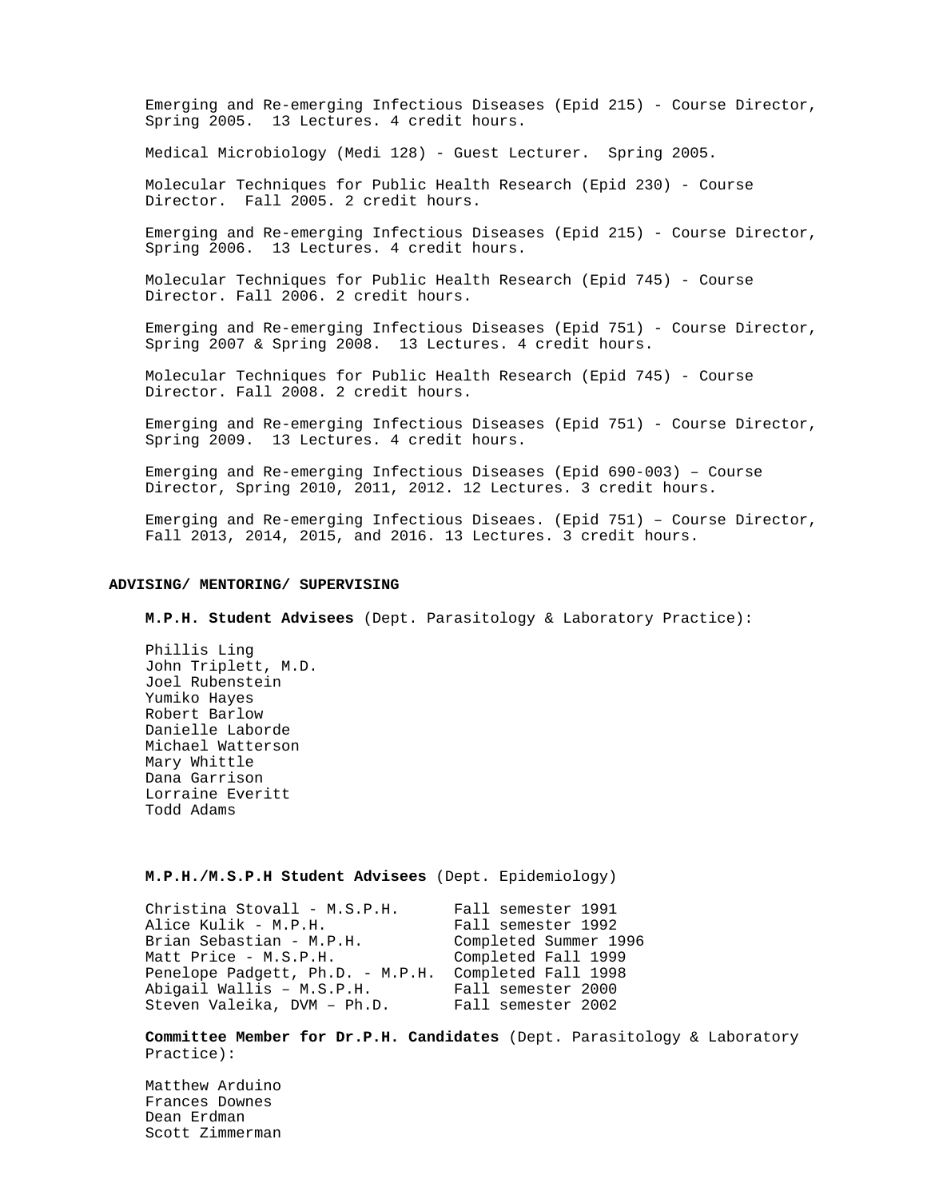Emerging and Re-emerging Infectious Diseases (Epid 215) - Course Director, Spring 2005. 13 Lectures. 4 credit hours.

Medical Microbiology (Medi 128) - Guest Lecturer. Spring 2005.

Molecular Techniques for Public Health Research (Epid 230) - Course Director. Fall 2005. 2 credit hours.

Emerging and Re-emerging Infectious Diseases (Epid 215) - Course Director, Spring 2006. 13 Lectures. 4 credit hours.

Molecular Techniques for Public Health Research (Epid 745) - Course Director. Fall 2006. 2 credit hours.

Emerging and Re-emerging Infectious Diseases (Epid 751) - Course Director, Spring 2007 & Spring 2008. 13 Lectures. 4 credit hours.

Molecular Techniques for Public Health Research (Epid 745) - Course Director. Fall 2008. 2 credit hours.

Emerging and Re-emerging Infectious Diseases (Epid 751) - Course Director, Spring 2009. 13 Lectures. 4 credit hours.

Emerging and Re-emerging Infectious Diseases (Epid 690-003) – Course Director, Spring 2010, 2011, 2012. 12 Lectures. 3 credit hours.

Emerging and Re-emerging Infectious Diseaes. (Epid 751) – Course Director, Fall 2013, 2014, 2015, and 2016. 13 Lectures. 3 credit hours.

## ADVISING/ MENTORING/ SUPERVISING

**M.P.H. Student Advisees** (Dept. Parasitology & Laboratory Practice):

Phillis Ling
John Triplett, M.D.
Joel Rubenstein
Yumiko Hayes
Robert Barlow
Danielle Laborde
Michael Watterson
Mary Whittle
Dana Garrison
Lorraine Everitt
Todd Adams

**M.P.H./M.S.P.H Student Advisees** (Dept. Epidemiology)

| | |
|---|---|
| Christina Stovall - M.S.P.H. | Fall semester 1991 |
| Alice Kulik - M.P.H. | Fall semester 1992 |
| Brian Sebastian - M.P.H. | Completed Summer 1996 |
| Matt Price - M.S.P.H. | Completed Fall 1999 |
| Penelope Padgett, Ph.D. - M.P.H. | Completed Fall 1998 |
| Abigail Wallis – M.S.P.H. | Fall semester 2000 |
| Steven Valeika, DVM – Ph.D. | Fall semester 2002 |

**Committee Member for Dr.P.H. Candidates** (Dept. Parasitology & Laboratory Practice):

Matthew Arduino
Frances Downes
Dean Erdman
Scott Zimmerman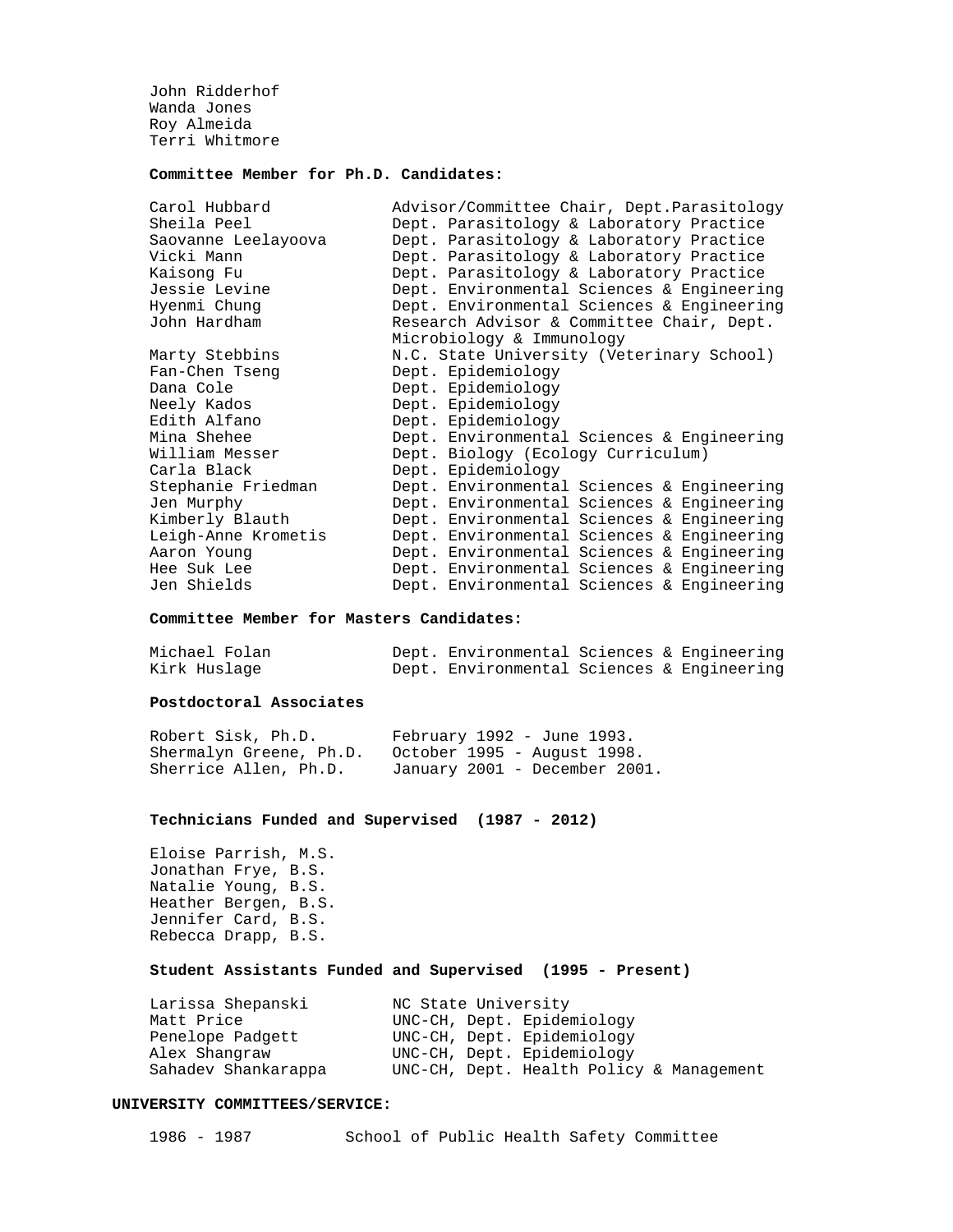John Ridderhof
Wanda Jones
Roy Almeida
Terri Whitmore

**Committee Member for Ph.D. Candidates:**

| | |
|---|---|
| Carol Hubbard | Advisor/Committee Chair, Dept.Parasitology |
| Sheila Peel | Dept. Parasitology & Laboratory Practice |
| Saovanne Leelayoova | Dept. Parasitology & Laboratory Practice |
| Vicki Mann | Dept. Parasitology & Laboratory Practice |
| Kaisong Fu | Dept. Parasitology & Laboratory Practice |
| Jessie Levine | Dept. Environmental Sciences & Engineering |
| Hyenmi Chung | Dept. Environmental Sciences & Engineering |
| John Hardham | Research Advisor & Committee Chair, Dept. Microbiology & Immunology |
| Marty Stebbins | N.C. State University (Veterinary School) |
| Fan-Chen Tseng | Dept. Epidemiology |
| Dana Cole | Dept. Epidemiology |
| Neely Kados | Dept. Epidemiology |
| Edith Alfano | Dept. Epidemiology |
| Mina Shehee | Dept. Environmental Sciences & Engineering |
| William Messer | Dept. Biology (Ecology Curriculum) |
| Carla Black | Dept. Epidemiology |
| Stephanie Friedman | Dept. Environmental Sciences & Engineering |
| Jen Murphy | Dept. Environmental Sciences & Engineering |
| Kimberly Blauth | Dept. Environmental Sciences & Engineering |
| Leigh-Anne Krometis | Dept. Environmental Sciences & Engineering |
| Aaron Young | Dept. Environmental Sciences & Engineering |
| Hee Suk Lee | Dept. Environmental Sciences & Engineering |
| Jen Shields | Dept. Environmental Sciences & Engineering |

**Committee Member for Masters Candidates:**

| | |
|---|---|
| Michael Folan | Dept. Environmental Sciences & Engineering |
| Kirk Huslage | Dept. Environmental Sciences & Engineering |

**Postdoctoral Associates**

| | |
|---|---|
| Robert Sisk, Ph.D. | February 1992 - June 1993. |
| Shermalyn Greene, Ph.D. | October 1995 - August 1998. |
| Sherrice Allen, Ph.D. | January 2001 - December 2001. |

**Technicians Funded and Supervised (1987 - 2012)**

Eloise Parrish, M.S.
Jonathan Frye, B.S.
Natalie Young, B.S.
Heather Bergen, B.S.
Jennifer Card, B.S.
Rebecca Drapp, B.S.

**Student Assistants Funded and Supervised (1995 - Present)**

| | |
|---|---|
| Larissa Shepanski | NC State University |
| Matt Price | UNC-CH, Dept. Epidemiology |
| Penelope Padgett | UNC-CH, Dept. Epidemiology |
| Alex Shangraw | UNC-CH, Dept. Epidemiology |
| Sahadev Shankarappa | UNC-CH, Dept. Health Policy & Management |

**UNIVERSITY COMMITTEES/SERVICE:**

| | |
|---|---|
| 1986 - 1987 | School of Public Health Safety Committee |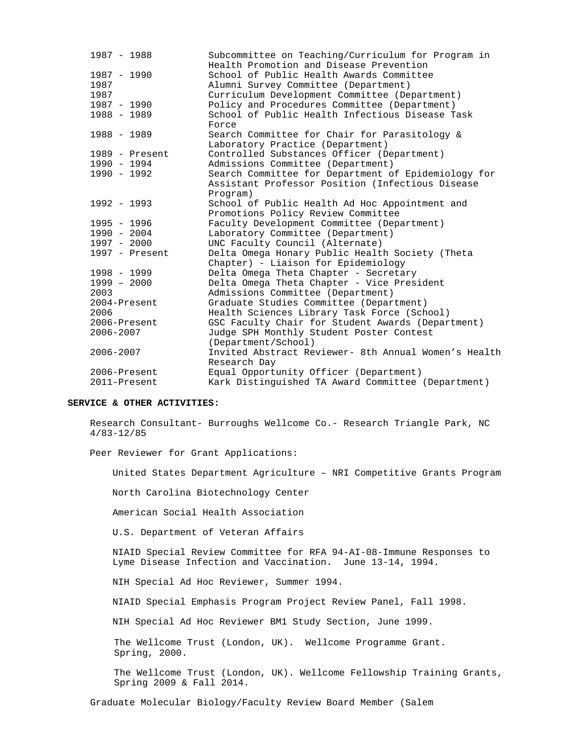| | |
|---|---|
| 1987 - 1988 | Subcommittee on Teaching/Curriculum for Program in Health Promotion and Disease Prevention |
| 1987 - 1990 | School of Public Health Awards Committee |
| 1987 | Alumni Survey Committee (Department) |
| 1987 | Curriculum Development Committee (Department) |
| 1987 - 1990 | Policy and Procedures Committee (Department) |
| 1988 - 1989 | School of Public Health Infectious Disease Task Force |
| 1988 - 1989 | Search Committee for Chair for Parasitology & Laboratory Practice (Department) |
| 1989 - Present | Controlled Substances Officer (Department) |
| 1990 - 1994 | Admissions Committee (Department) |
| 1990 - 1992 | Search Committee for Department of Epidemiology for Assistant Professor Position (Infectious Disease Program) |
| 1992 - 1993 | School of Public Health Ad Hoc Appointment and Promotions Policy Review Committee |
| 1995 - 1996 | Faculty Development Committee (Department) |
| 1990 - 2004 | Laboratory Committee (Department) |
| 1997 - 2000 | UNC Faculty Council (Alternate) |
| 1997 - Present | Delta Omega Honary Public Health Society (Theta Chapter) - Liaison for Epidemiology |
| 1998 - 1999 | Delta Omega Theta Chapter - Secretary |
| 1999 – 2000 | Delta Omega Theta Chapter - Vice President |
| 2003 | Admissions Committee (Department) |
| 2004-Present | Graduate Studies Committee (Department) |
| 2006 | Health Sciences Library Task Force (School) |
| 2006-Present | GSC Faculty Chair for Student Awards (Department) |
| 2006-2007 | Judge SPH Monthly Student Poster Contest (Department/School) |
| 2006-2007 | Invited Abstract Reviewer- 8th Annual Women's Health Research Day |
| 2006-Present | Equal Opportunity Officer (Department) |
| 2011-Present | Kark Distinguished TA Award Committee (Department) |

**SERVICE & OTHER ACTIVITIES:**

Research Consultant- Burroughs Wellcome Co.- Research Triangle Park, NC 4/83-12/85

Peer Reviewer for Grant Applications:

United States Department Agriculture – NRI Competitive Grants Program

North Carolina Biotechnology Center

American Social Health Association

U.S. Department of Veteran Affairs

NIAID Special Review Committee for RFA 94-AI-08-Immune Responses to Lyme Disease Infection and Vaccination. June 13-14, 1994.

NIH Special Ad Hoc Reviewer, Summer 1994.

NIAID Special Emphasis Program Project Review Panel, Fall 1998.

NIH Special Ad Hoc Reviewer BM1 Study Section, June 1999.

The Wellcome Trust (London, UK). Wellcome Programme Grant. Spring, 2000.

The Wellcome Trust (London, UK). Wellcome Fellowship Training Grants, Spring 2009 & Fall 2014.

Graduate Molecular Biology/Faculty Review Board Member (Salem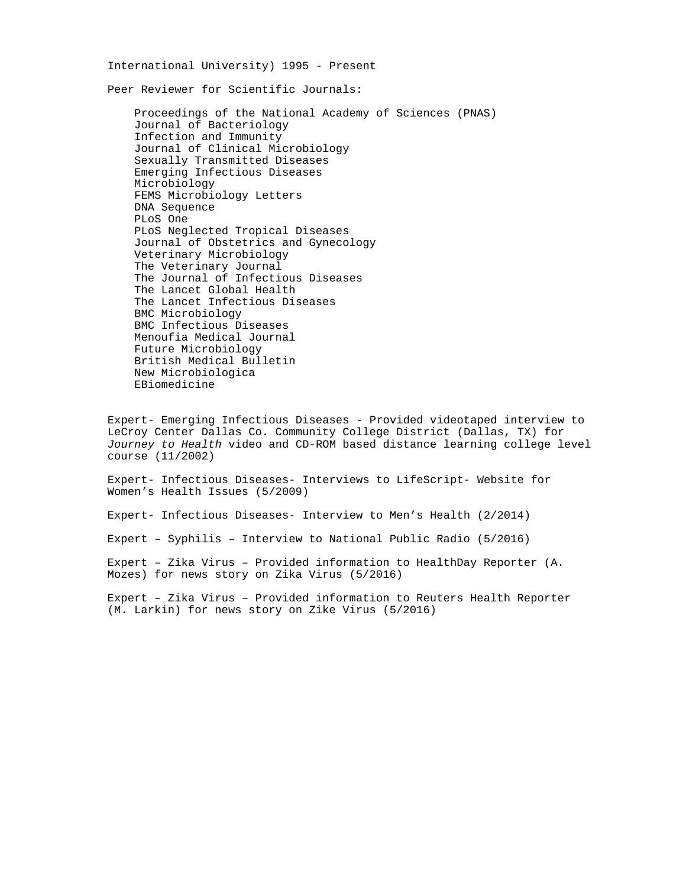International University) 1995 - Present

Peer Reviewer for Scientific Journals:

- Proceedings of the National Academy of Sciences (PNAS)
- Journal of Bacteriology
- Infection and Immunity
- Journal of Clinical Microbiology
- Sexually Transmitted Diseases
- Emerging Infectious Diseases
- Microbiology
- FEMS Microbiology Letters
- DNA Sequence
- PLoS One
- PLoS Neglected Tropical Diseases
- Journal of Obstetrics and Gynecology
- Veterinary Microbiology
- The Veterinary Journal
- The Journal of Infectious Diseases
- The Lancet Global Health
- The Lancet Infectious Diseases
- BMC Microbiology
- BMC Infectious Diseases
- Menoufia Medical Journal
- Future Microbiology
- British Medical Bulletin
- New Microbiologica
- EBiomedicine

Expert- Emerging Infectious Diseases - Provided videotaped interview to LeCroy Center Dallas Co. Community College District (Dallas, TX) for *Journey to Health* video and CD-ROM based distance learning college level course (11/2002)

Expert- Infectious Diseases- Interviews to LifeScript- Website for Women's Health Issues (5/2009)

Expert- Infectious Diseases- Interview to Men's Health (2/2014)

Expert – Syphilis – Interview to National Public Radio (5/2016)

Expert – Zika Virus – Provided information to HealthDay Reporter (A. Mozes) for news story on Zika Virus (5/2016)

Expert – Zika Virus – Provided information to Reuters Health Reporter (M. Larkin) for news story on Zike Virus (5/2016)